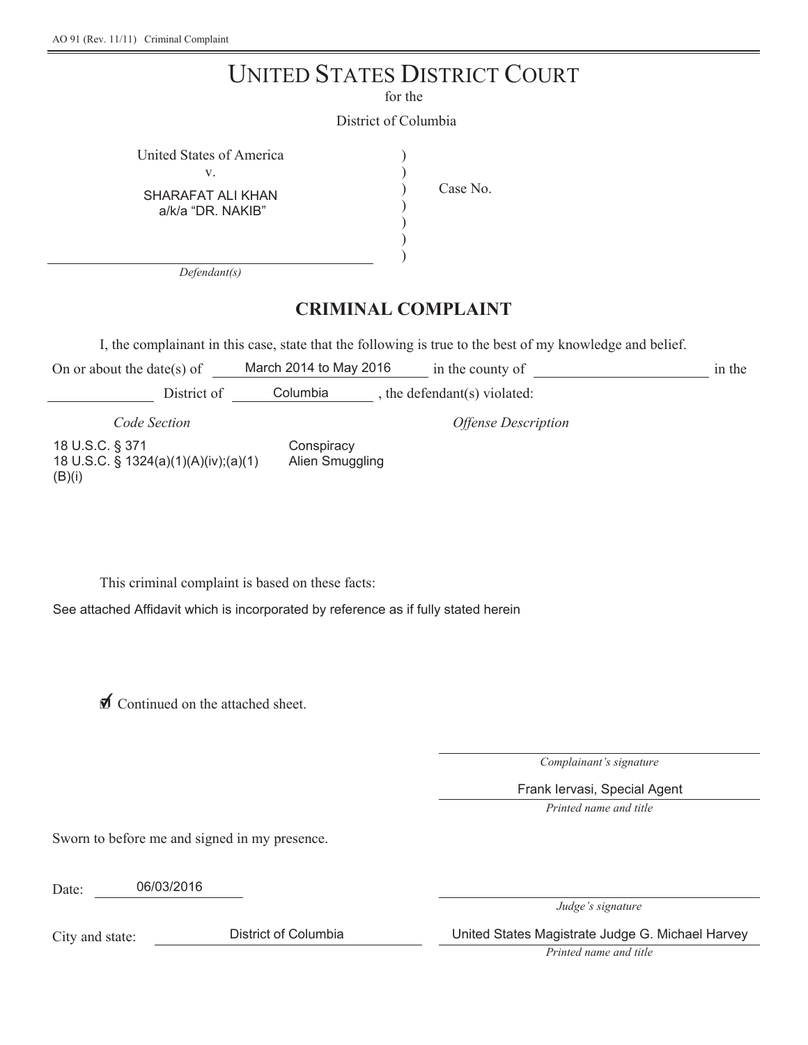AO 91 (Rev. 11/11) Criminal Complaint

# UNITED STATES DISTRICT COURT

for the

District of Columbia

United States of America
v.
SHARAFAT ALI KHAN
a/k/a "DR. NAKIB"

*Defendant(s)*

Case No.

## CRIMINAL COMPLAINT

I, the complainant in this case, state that the following is true to the best of my knowledge and belief.

On or about the date(s) of March 2014 to May 2016 in the county of ______________ in the ______________ District of Columbia, the defendant(s) violated:

| *Code Section* | *Offense Description* |
|---|---|
| 18 U.S.C. § 371 | Conspiracy |
| 18 U.S.C. § 1324(a)(1)(A)(iv);(a)(1)(B)(i) | Alien Smuggling |

This criminal complaint is based on these facts:

See attached Affidavit which is incorporated by reference as if fully stated herein

☑ Continued on the attached sheet.

*Complainant's signature*

Frank Iervasi, Special Agent

*Printed name and title*

Sworn to before me and signed in my presence.

Date: 06/03/2016

*Judge's signature*

City and state: District of Columbia

United States Magistrate Judge G. Michael Harvey

*Printed name and title*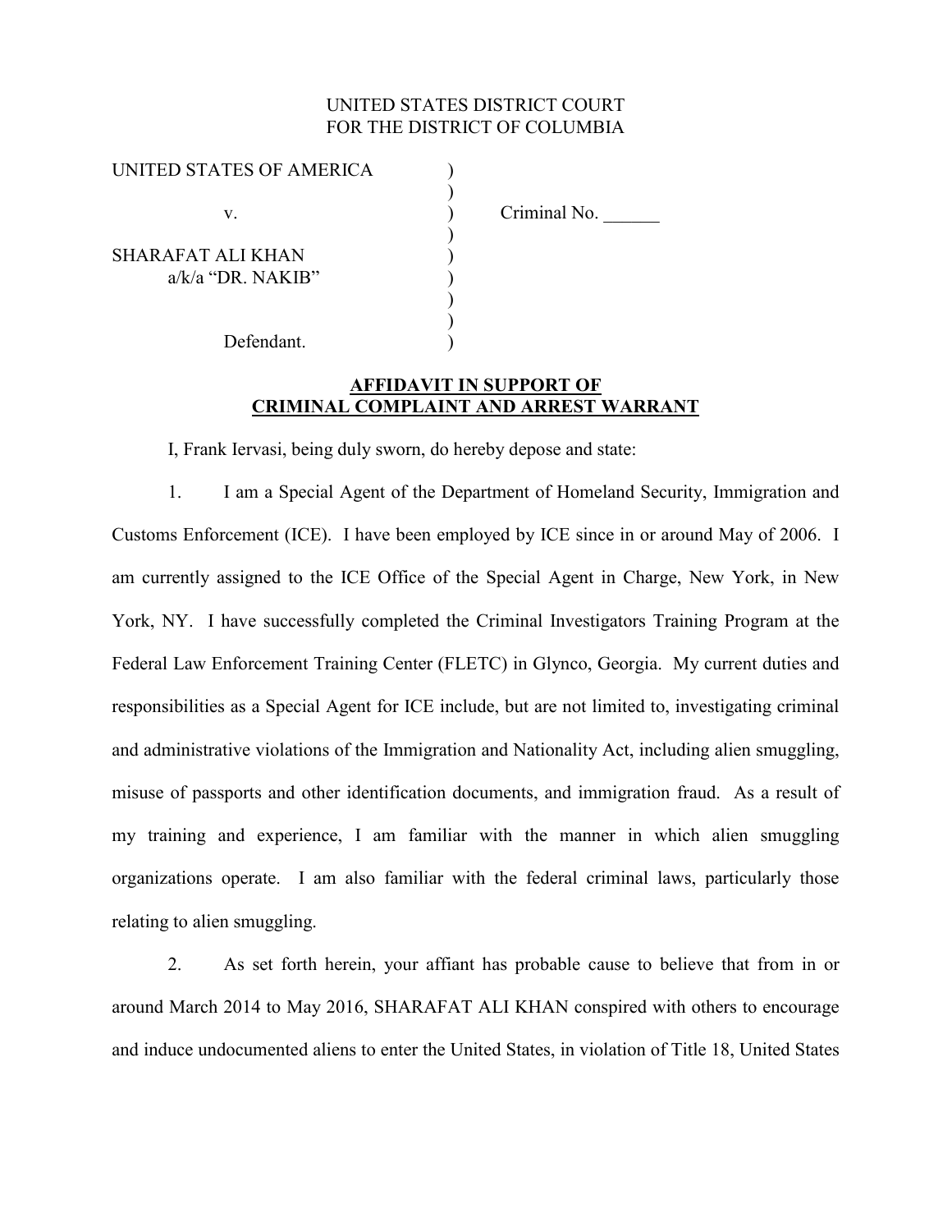UNITED STATES DISTRICT COURT
FOR THE DISTRICT OF COLUMBIA

| | | |
|---|---|---|
| UNITED STATES OF AMERICA | ) | |
| | ) | |
| v. | ) | Criminal No. ______ |
| | ) | |
| SHARAFAT ALI KHAN | ) | |
| a/k/a "DR. NAKIB" | ) | |
| | ) | |
| | ) | |
| Defendant. | ) | |

**AFFIDAVIT IN SUPPORT OF CRIMINAL COMPLAINT AND ARREST WARRANT**

I, Frank Iervasi, being duly sworn, do hereby depose and state:

1. I am a Special Agent of the Department of Homeland Security, Immigration and Customs Enforcement (ICE). I have been employed by ICE since in or around May of 2006. I am currently assigned to the ICE Office of the Special Agent in Charge, New York, in New York, NY. I have successfully completed the Criminal Investigators Training Program at the Federal Law Enforcement Training Center (FLETC) in Glynco, Georgia. My current duties and responsibilities as a Special Agent for ICE include, but are not limited to, investigating criminal and administrative violations of the Immigration and Nationality Act, including alien smuggling, misuse of passports and other identification documents, and immigration fraud. As a result of my training and experience, I am familiar with the manner in which alien smuggling organizations operate. I am also familiar with the federal criminal laws, particularly those relating to alien smuggling.

2. As set forth herein, your affiant has probable cause to believe that from in or around March 2014 to May 2016, SHARAFAT ALI KHAN conspired with others to encourage and induce undocumented aliens to enter the United States, in violation of Title 18, United States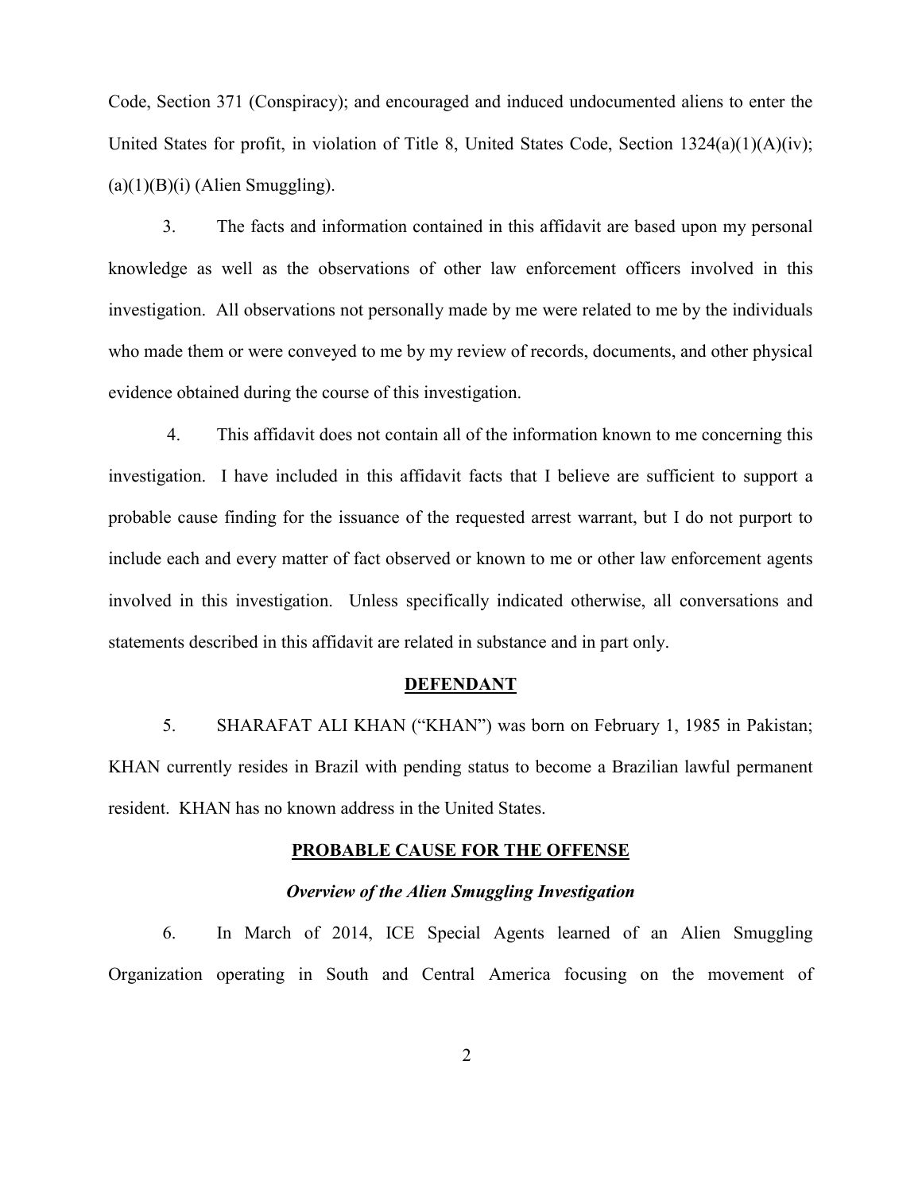Code, Section 371 (Conspiracy); and encouraged and induced undocumented aliens to enter the United States for profit, in violation of Title 8, United States Code, Section 1324(a)(1)(A)(iv); (a)(1)(B)(i) (Alien Smuggling).

3. The facts and information contained in this affidavit are based upon my personal knowledge as well as the observations of other law enforcement officers involved in this investigation. All observations not personally made by me were related to me by the individuals who made them or were conveyed to me by my review of records, documents, and other physical evidence obtained during the course of this investigation.

4. This affidavit does not contain all of the information known to me concerning this investigation. I have included in this affidavit facts that I believe are sufficient to support a probable cause finding for the issuance of the requested arrest warrant, but I do not purport to include each and every matter of fact observed or known to me or other law enforcement agents involved in this investigation. Unless specifically indicated otherwise, all conversations and statements described in this affidavit are related in substance and in part only.

## DEFENDANT

5. SHARAFAT ALI KHAN ("KHAN") was born on February 1, 1985 in Pakistan; KHAN currently resides in Brazil with pending status to become a Brazilian lawful permanent resident. KHAN has no known address in the United States.

## PROBABLE CAUSE FOR THE OFFENSE

### *Overview of the Alien Smuggling Investigation*

6. In March of 2014, ICE Special Agents learned of an Alien Smuggling Organization operating in South and Central America focusing on the movement of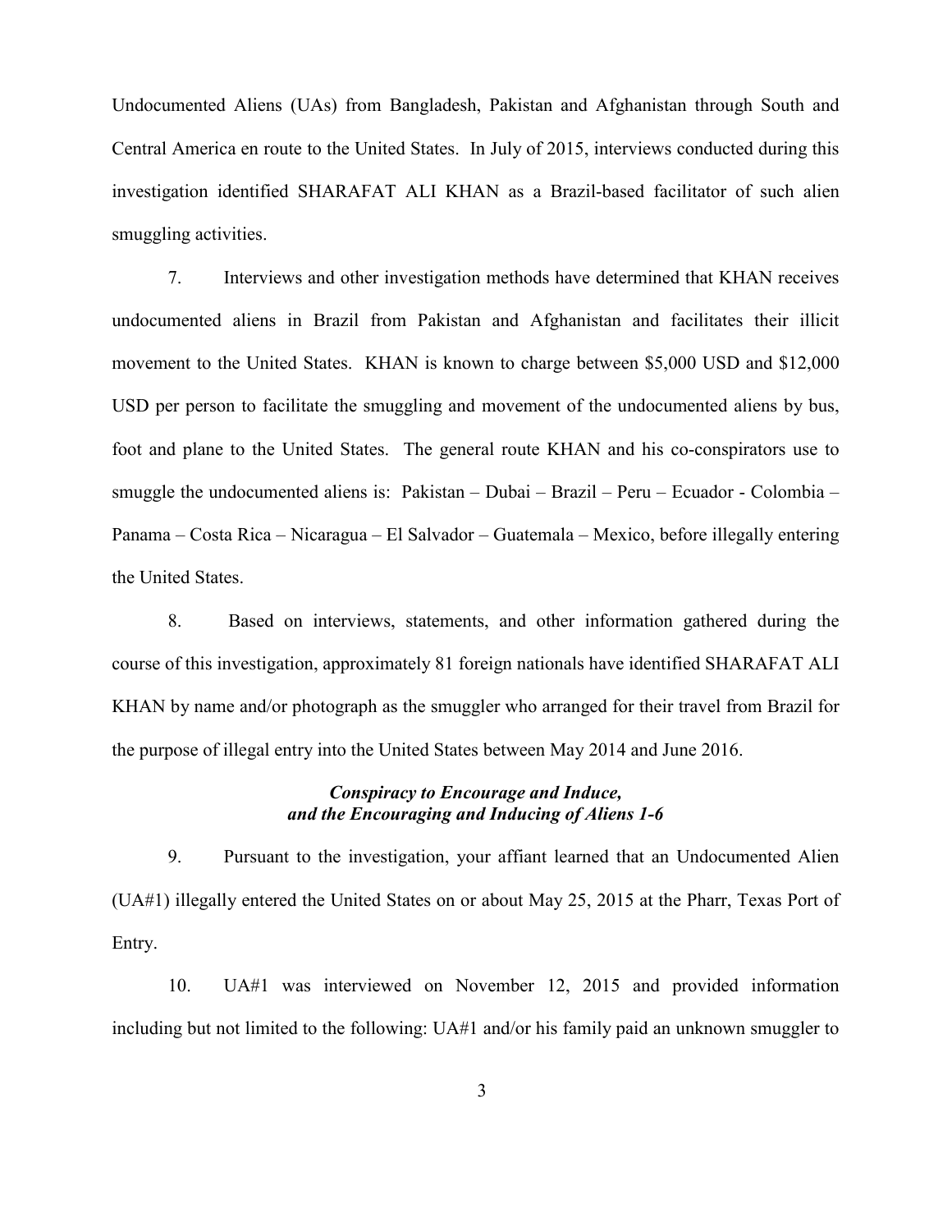Undocumented Aliens (UAs) from Bangladesh, Pakistan and Afghanistan through South and Central America en route to the United States. In July of 2015, interviews conducted during this investigation identified SHARAFAT ALI KHAN as a Brazil-based facilitator of such alien smuggling activities.

7. Interviews and other investigation methods have determined that KHAN receives undocumented aliens in Brazil from Pakistan and Afghanistan and facilitates their illicit movement to the United States. KHAN is known to charge between $5,000 USD and $12,000 USD per person to facilitate the smuggling and movement of the undocumented aliens by bus, foot and plane to the United States. The general route KHAN and his co-conspirators use to smuggle the undocumented aliens is: Pakistan – Dubai – Brazil – Peru – Ecuador - Colombia – Panama – Costa Rica – Nicaragua – El Salvador – Guatemala – Mexico, before illegally entering the United States.

8. Based on interviews, statements, and other information gathered during the course of this investigation, approximately 81 foreign nationals have identified SHARAFAT ALI KHAN by name and/or photograph as the smuggler who arranged for their travel from Brazil for the purpose of illegal entry into the United States between May 2014 and June 2016.

***Conspiracy to Encourage and Induce, and the Encouraging and Inducing of Aliens 1-6***

9. Pursuant to the investigation, your affiant learned that an Undocumented Alien (UA#1) illegally entered the United States on or about May 25, 2015 at the Pharr, Texas Port of Entry.

10. UA#1 was interviewed on November 12, 2015 and provided information including but not limited to the following: UA#1 and/or his family paid an unknown smuggler to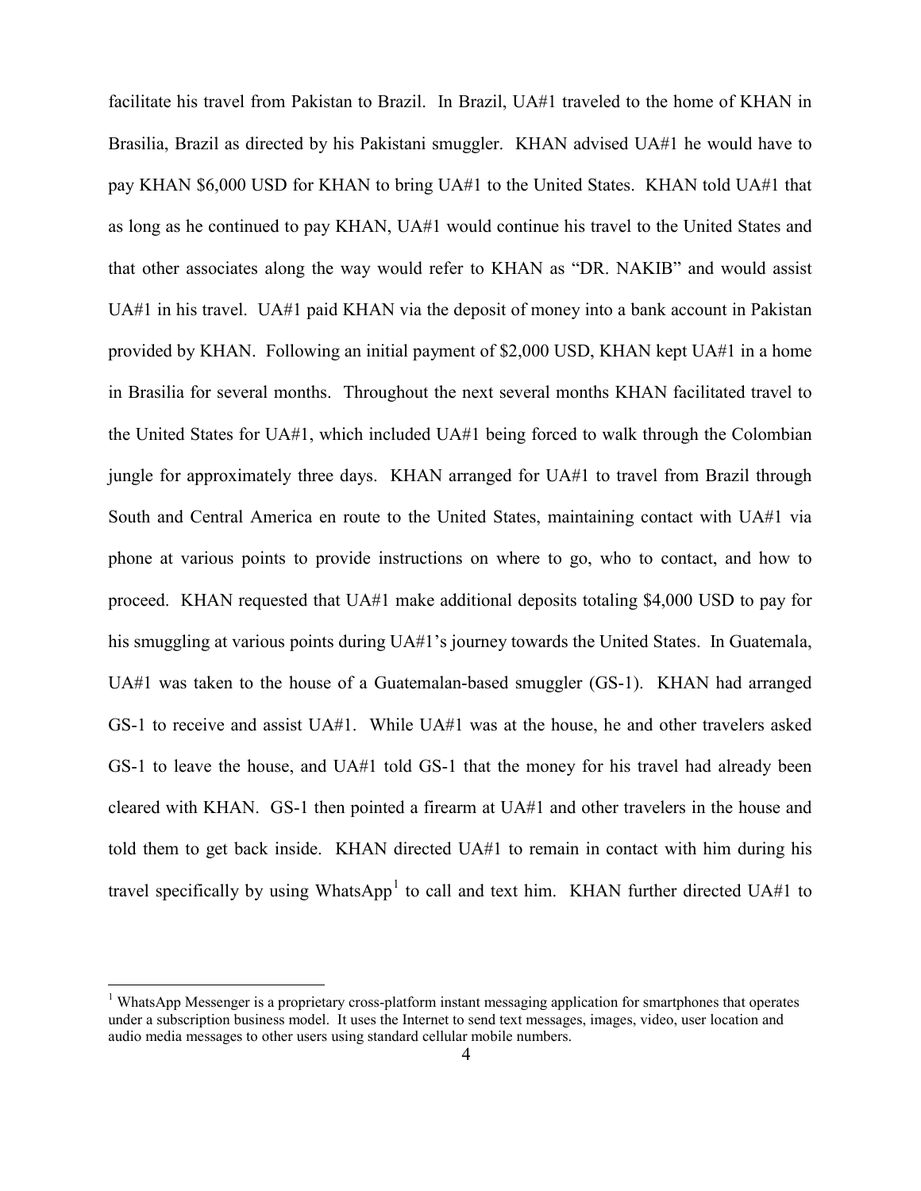facilitate his travel from Pakistan to Brazil. In Brazil, UA#1 traveled to the home of KHAN in Brasilia, Brazil as directed by his Pakistani smuggler. KHAN advised UA#1 he would have to pay KHAN $6,000 USD for KHAN to bring UA#1 to the United States. KHAN told UA#1 that as long as he continued to pay KHAN, UA#1 would continue his travel to the United States and that other associates along the way would refer to KHAN as "DR. NAKIB" and would assist UA#1 in his travel. UA#1 paid KHAN via the deposit of money into a bank account in Pakistan provided by KHAN. Following an initial payment of $2,000 USD, KHAN kept UA#1 in a home in Brasilia for several months. Throughout the next several months KHAN facilitated travel to the United States for UA#1, which included UA#1 being forced to walk through the Colombian jungle for approximately three days. KHAN arranged for UA#1 to travel from Brazil through South and Central America en route to the United States, maintaining contact with UA#1 via phone at various points to provide instructions on where to go, who to contact, and how to proceed. KHAN requested that UA#1 make additional deposits totaling $4,000 USD to pay for his smuggling at various points during UA#1's journey towards the United States. In Guatemala, UA#1 was taken to the house of a Guatemalan-based smuggler (GS-1). KHAN had arranged GS-1 to receive and assist UA#1. While UA#1 was at the house, he and other travelers asked GS-1 to leave the house, and UA#1 told GS-1 that the money for his travel had already been cleared with KHAN. GS-1 then pointed a firearm at UA#1 and other travelers in the house and told them to get back inside. KHAN directed UA#1 to remain in contact with him during his travel specifically by using WhatsApp[1] to call and text him. KHAN further directed UA#1 to

[1] WhatsApp Messenger is a proprietary cross-platform instant messaging application for smartphones that operates under a subscription business model. It uses the Internet to send text messages, images, video, user location and audio media messages to other users using standard cellular mobile numbers.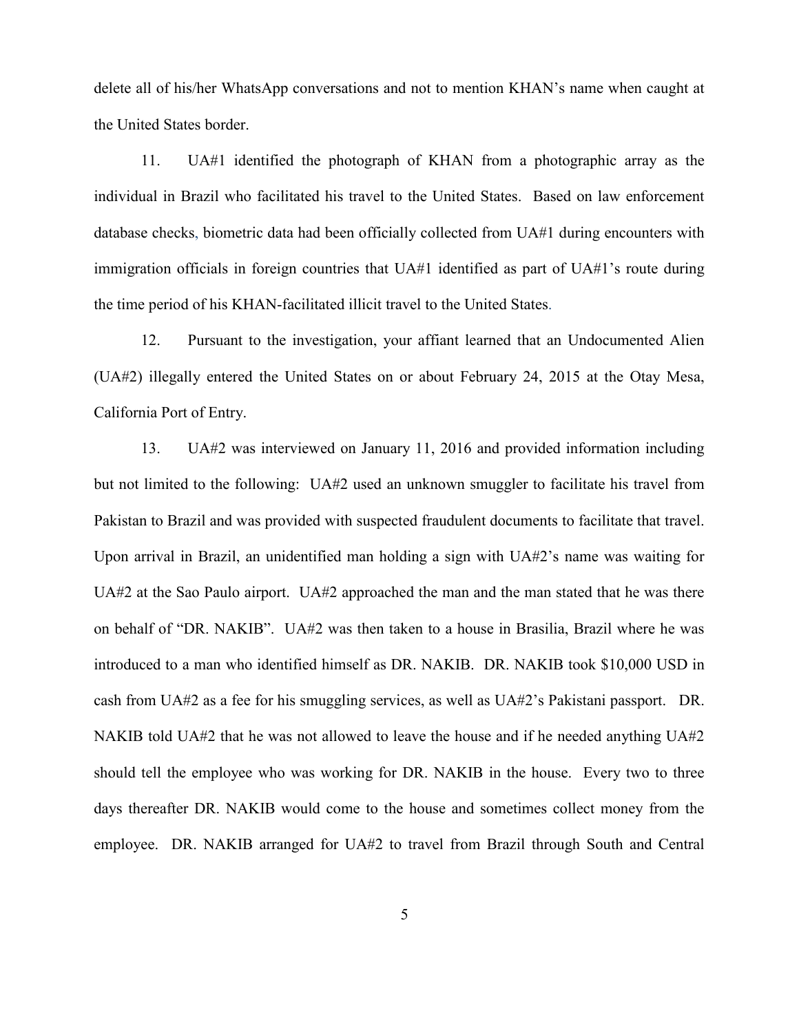delete all of his/her WhatsApp conversations and not to mention KHAN's name when caught at the United States border.

11. UA#1 identified the photograph of KHAN from a photographic array as the individual in Brazil who facilitated his travel to the United States. Based on law enforcement database checks, biometric data had been officially collected from UA#1 during encounters with immigration officials in foreign countries that UA#1 identified as part of UA#1's route during the time period of his KHAN-facilitated illicit travel to the United States.

12. Pursuant to the investigation, your affiant learned that an Undocumented Alien (UA#2) illegally entered the United States on or about February 24, 2015 at the Otay Mesa, California Port of Entry.

13. UA#2 was interviewed on January 11, 2016 and provided information including but not limited to the following: UA#2 used an unknown smuggler to facilitate his travel from Pakistan to Brazil and was provided with suspected fraudulent documents to facilitate that travel. Upon arrival in Brazil, an unidentified man holding a sign with UA#2's name was waiting for UA#2 at the Sao Paulo airport. UA#2 approached the man and the man stated that he was there on behalf of "DR. NAKIB". UA#2 was then taken to a house in Brasilia, Brazil where he was introduced to a man who identified himself as DR. NAKIB. DR. NAKIB took $10,000 USD in cash from UA#2 as a fee for his smuggling services, as well as UA#2's Pakistani passport. DR. NAKIB told UA#2 that he was not allowed to leave the house and if he needed anything UA#2 should tell the employee who was working for DR. NAKIB in the house. Every two to three days thereafter DR. NAKIB would come to the house and sometimes collect money from the employee. DR. NAKIB arranged for UA#2 to travel from Brazil through South and Central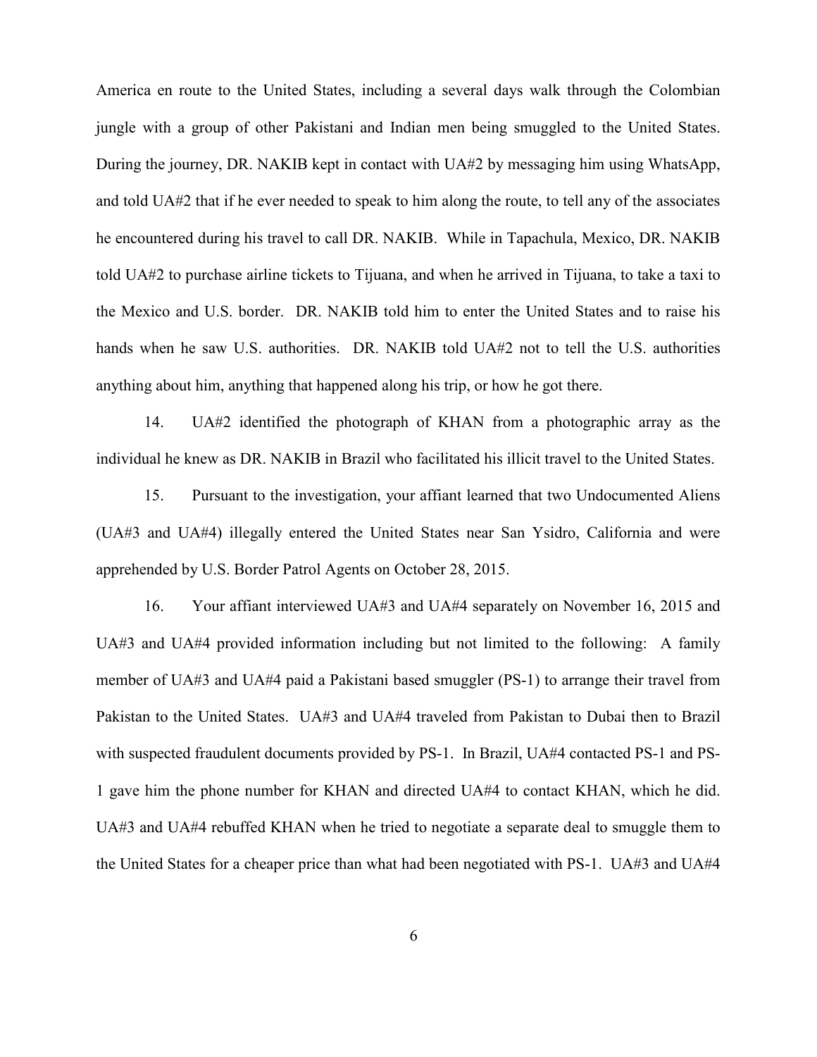America en route to the United States, including a several days walk through the Colombian jungle with a group of other Pakistani and Indian men being smuggled to the United States. During the journey, DR. NAKIB kept in contact with UA#2 by messaging him using WhatsApp, and told UA#2 that if he ever needed to speak to him along the route, to tell any of the associates he encountered during his travel to call DR. NAKIB. While in Tapachula, Mexico, DR. NAKIB told UA#2 to purchase airline tickets to Tijuana, and when he arrived in Tijuana, to take a taxi to the Mexico and U.S. border. DR. NAKIB told him to enter the United States and to raise his hands when he saw U.S. authorities. DR. NAKIB told UA#2 not to tell the U.S. authorities anything about him, anything that happened along his trip, or how he got there.

14. UA#2 identified the photograph of KHAN from a photographic array as the individual he knew as DR. NAKIB in Brazil who facilitated his illicit travel to the United States.

15. Pursuant to the investigation, your affiant learned that two Undocumented Aliens (UA#3 and UA#4) illegally entered the United States near San Ysidro, California and were apprehended by U.S. Border Patrol Agents on October 28, 2015.

16. Your affiant interviewed UA#3 and UA#4 separately on November 16, 2015 and UA#3 and UA#4 provided information including but not limited to the following: A family member of UA#3 and UA#4 paid a Pakistani based smuggler (PS-1) to arrange their travel from Pakistan to the United States. UA#3 and UA#4 traveled from Pakistan to Dubai then to Brazil with suspected fraudulent documents provided by PS-1. In Brazil, UA#4 contacted PS-1 and PS-1 gave him the phone number for KHAN and directed UA#4 to contact KHAN, which he did. UA#3 and UA#4 rebuffed KHAN when he tried to negotiate a separate deal to smuggle them to the United States for a cheaper price than what had been negotiated with PS-1. UA#3 and UA#4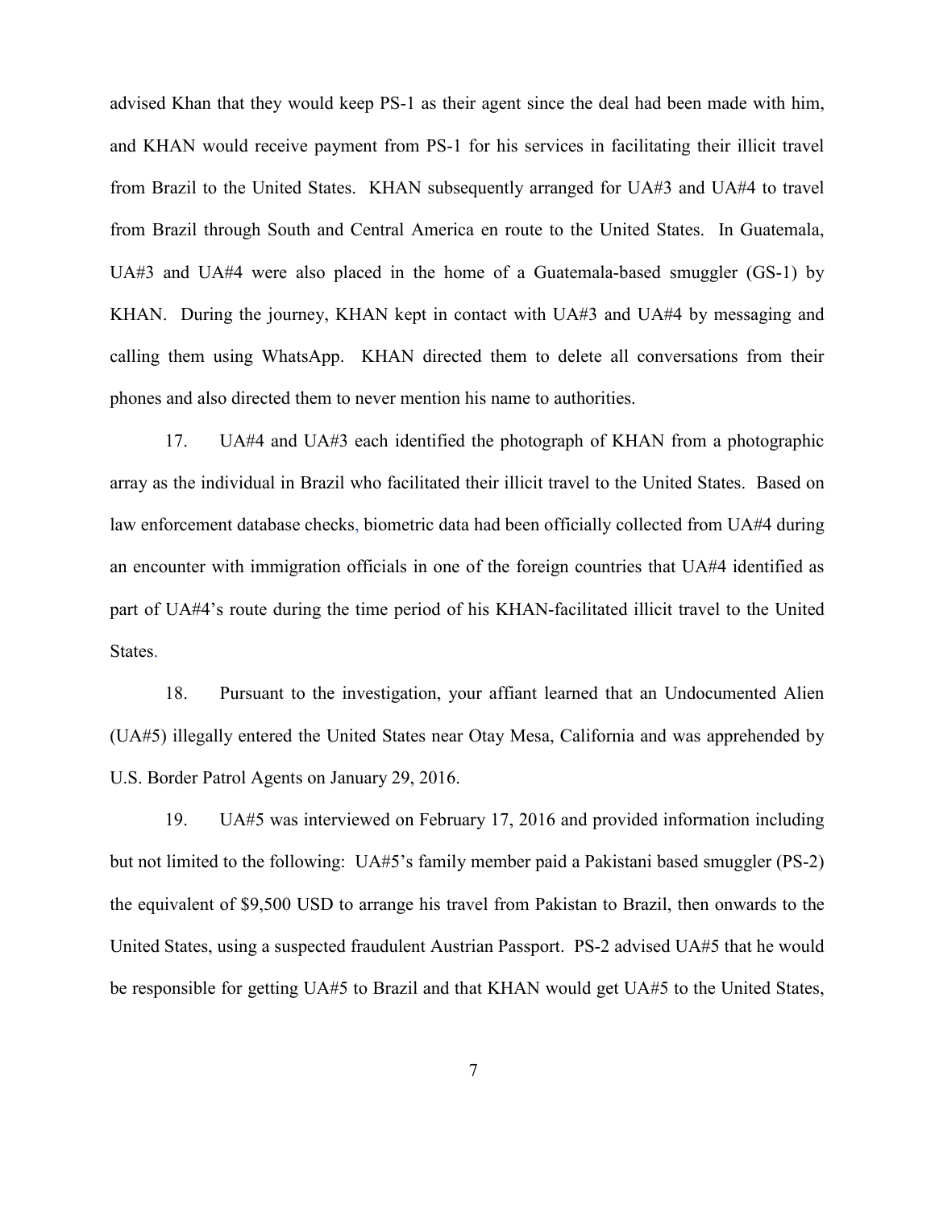advised Khan that they would keep PS-1 as their agent since the deal had been made with him, and KHAN would receive payment from PS-1 for his services in facilitating their illicit travel from Brazil to the United States. KHAN subsequently arranged for UA#3 and UA#4 to travel from Brazil through South and Central America en route to the United States. In Guatemala, UA#3 and UA#4 were also placed in the home of a Guatemala-based smuggler (GS-1) by KHAN. During the journey, KHAN kept in contact with UA#3 and UA#4 by messaging and calling them using WhatsApp. KHAN directed them to delete all conversations from their phones and also directed them to never mention his name to authorities.

17. UA#4 and UA#3 each identified the photograph of KHAN from a photographic array as the individual in Brazil who facilitated their illicit travel to the United States. Based on law enforcement database checks, biometric data had been officially collected from UA#4 during an encounter with immigration officials in one of the foreign countries that UA#4 identified as part of UA#4's route during the time period of his KHAN-facilitated illicit travel to the United States.

18. Pursuant to the investigation, your affiant learned that an Undocumented Alien (UA#5) illegally entered the United States near Otay Mesa, California and was apprehended by U.S. Border Patrol Agents on January 29, 2016.

19. UA#5 was interviewed on February 17, 2016 and provided information including but not limited to the following: UA#5's family member paid a Pakistani based smuggler (PS-2) the equivalent of $9,500 USD to arrange his travel from Pakistan to Brazil, then onwards to the United States, using a suspected fraudulent Austrian Passport. PS-2 advised UA#5 that he would be responsible for getting UA#5 to Brazil and that KHAN would get UA#5 to the United States,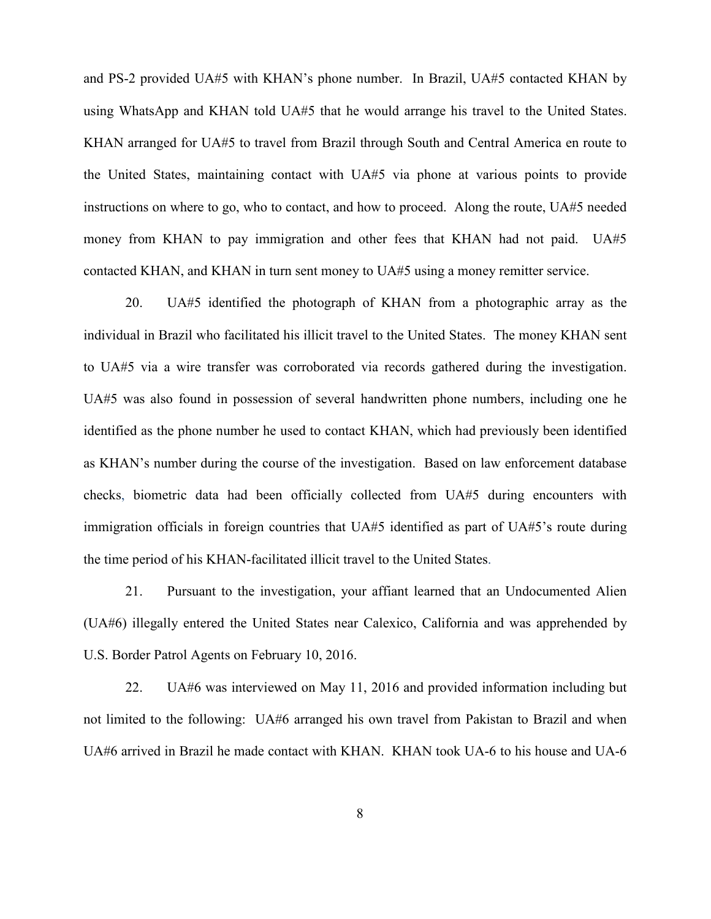and PS-2 provided UA#5 with KHAN's phone number. In Brazil, UA#5 contacted KHAN by using WhatsApp and KHAN told UA#5 that he would arrange his travel to the United States. KHAN arranged for UA#5 to travel from Brazil through South and Central America en route to the United States, maintaining contact with UA#5 via phone at various points to provide instructions on where to go, who to contact, and how to proceed. Along the route, UA#5 needed money from KHAN to pay immigration and other fees that KHAN had not paid. UA#5 contacted KHAN, and KHAN in turn sent money to UA#5 using a money remitter service.

20. UA#5 identified the photograph of KHAN from a photographic array as the individual in Brazil who facilitated his illicit travel to the United States. The money KHAN sent to UA#5 via a wire transfer was corroborated via records gathered during the investigation. UA#5 was also found in possession of several handwritten phone numbers, including one he identified as the phone number he used to contact KHAN, which had previously been identified as KHAN's number during the course of the investigation. Based on law enforcement database checks, biometric data had been officially collected from UA#5 during encounters with immigration officials in foreign countries that UA#5 identified as part of UA#5's route during the time period of his KHAN-facilitated illicit travel to the United States.

21. Pursuant to the investigation, your affiant learned that an Undocumented Alien (UA#6) illegally entered the United States near Calexico, California and was apprehended by U.S. Border Patrol Agents on February 10, 2016.

22. UA#6 was interviewed on May 11, 2016 and provided information including but not limited to the following: UA#6 arranged his own travel from Pakistan to Brazil and when UA#6 arrived in Brazil he made contact with KHAN. KHAN took UA-6 to his house and UA-6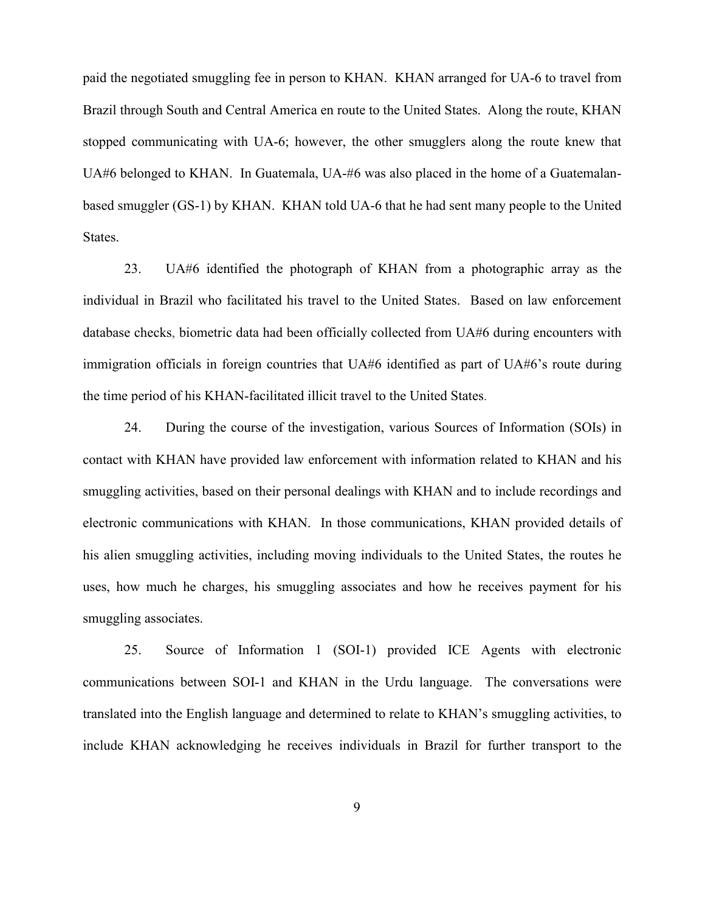paid the negotiated smuggling fee in person to KHAN. KHAN arranged for UA-6 to travel from Brazil through South and Central America en route to the United States. Along the route, KHAN stopped communicating with UA-6; however, the other smugglers along the route knew that UA#6 belonged to KHAN. In Guatemala, UA-#6 was also placed in the home of a Guatemalan-based smuggler (GS-1) by KHAN. KHAN told UA-6 that he had sent many people to the United States.

23. UA#6 identified the photograph of KHAN from a photographic array as the individual in Brazil who facilitated his travel to the United States. Based on law enforcement database checks, biometric data had been officially collected from UA#6 during encounters with immigration officials in foreign countries that UA#6 identified as part of UA#6's route during the time period of his KHAN-facilitated illicit travel to the United States.

24. During the course of the investigation, various Sources of Information (SOIs) in contact with KHAN have provided law enforcement with information related to KHAN and his smuggling activities, based on their personal dealings with KHAN and to include recordings and electronic communications with KHAN. In those communications, KHAN provided details of his alien smuggling activities, including moving individuals to the United States, the routes he uses, how much he charges, his smuggling associates and how he receives payment for his smuggling associates.

25. Source of Information 1 (SOI-1) provided ICE Agents with electronic communications between SOI-1 and KHAN in the Urdu language. The conversations were translated into the English language and determined to relate to KHAN's smuggling activities, to include KHAN acknowledging he receives individuals in Brazil for further transport to the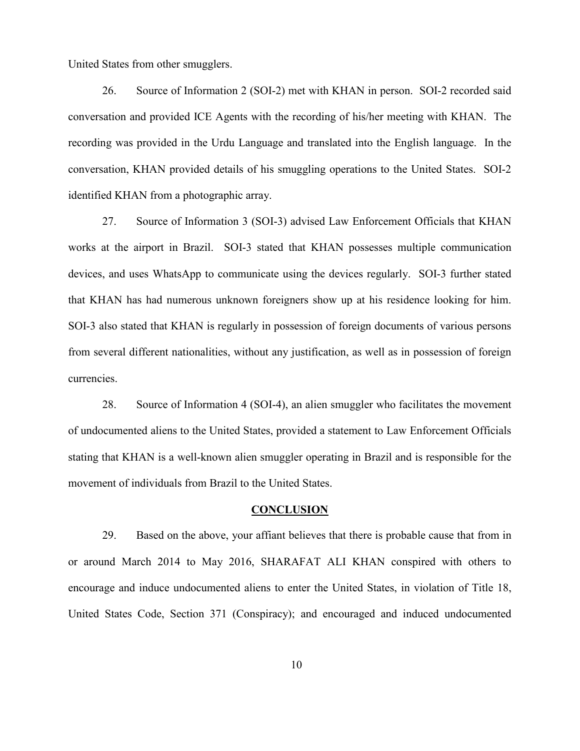United States from other smugglers.

26. Source of Information 2 (SOI-2) met with KHAN in person. SOI-2 recorded said conversation and provided ICE Agents with the recording of his/her meeting with KHAN. The recording was provided in the Urdu Language and translated into the English language. In the conversation, KHAN provided details of his smuggling operations to the United States. SOI-2 identified KHAN from a photographic array.

27. Source of Information 3 (SOI-3) advised Law Enforcement Officials that KHAN works at the airport in Brazil. SOI-3 stated that KHAN possesses multiple communication devices, and uses WhatsApp to communicate using the devices regularly. SOI-3 further stated that KHAN has had numerous unknown foreigners show up at his residence looking for him. SOI-3 also stated that KHAN is regularly in possession of foreign documents of various persons from several different nationalities, without any justification, as well as in possession of foreign currencies.

28. Source of Information 4 (SOI-4), an alien smuggler who facilitates the movement of undocumented aliens to the United States, provided a statement to Law Enforcement Officials stating that KHAN is a well-known alien smuggler operating in Brazil and is responsible for the movement of individuals from Brazil to the United States.

## CONCLUSION

29. Based on the above, your affiant believes that there is probable cause that from in or around March 2014 to May 2016, SHARAFAT ALI KHAN conspired with others to encourage and induce undocumented aliens to enter the United States, in violation of Title 18, United States Code, Section 371 (Conspiracy); and encouraged and induced undocumented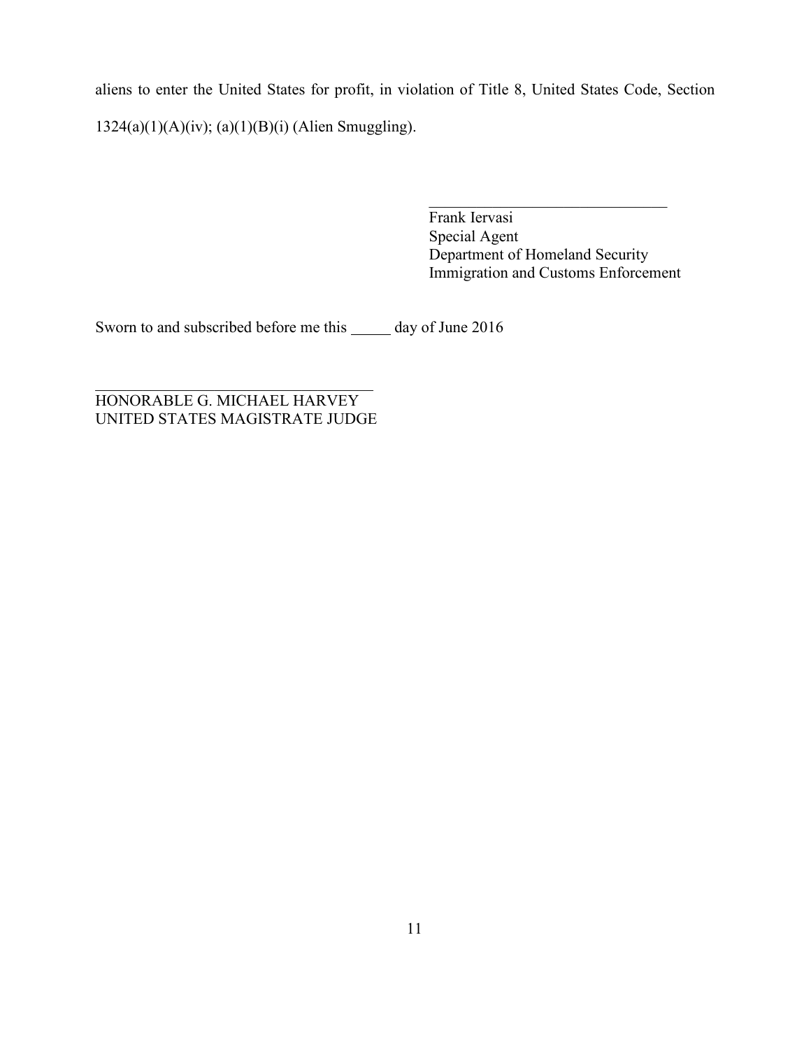aliens to enter the United States for profit, in violation of Title 8, United States Code, Section 1324(a)(1)(A)(iv); (a)(1)(B)(i) (Alien Smuggling).

\_\_\_\_\_\_\_\_\_\_\_\_\_\_\_\_\_\_\_\_\_\_\_\_\_\_\_\_\_\_
Frank Iervasi
Special Agent
Department of Homeland Security
Immigration and Customs Enforcement

Sworn to and subscribed before me this \_\_\_\_\_ day of June 2016

\_\_\_\_\_\_\_\_\_\_\_\_\_\_\_\_\_\_\_\_\_\_\_\_\_\_\_\_\_\_\_\_\_\_\_
HONORABLE G. MICHAEL HARVEY
UNITED STATES MAGISTRATE JUDGE